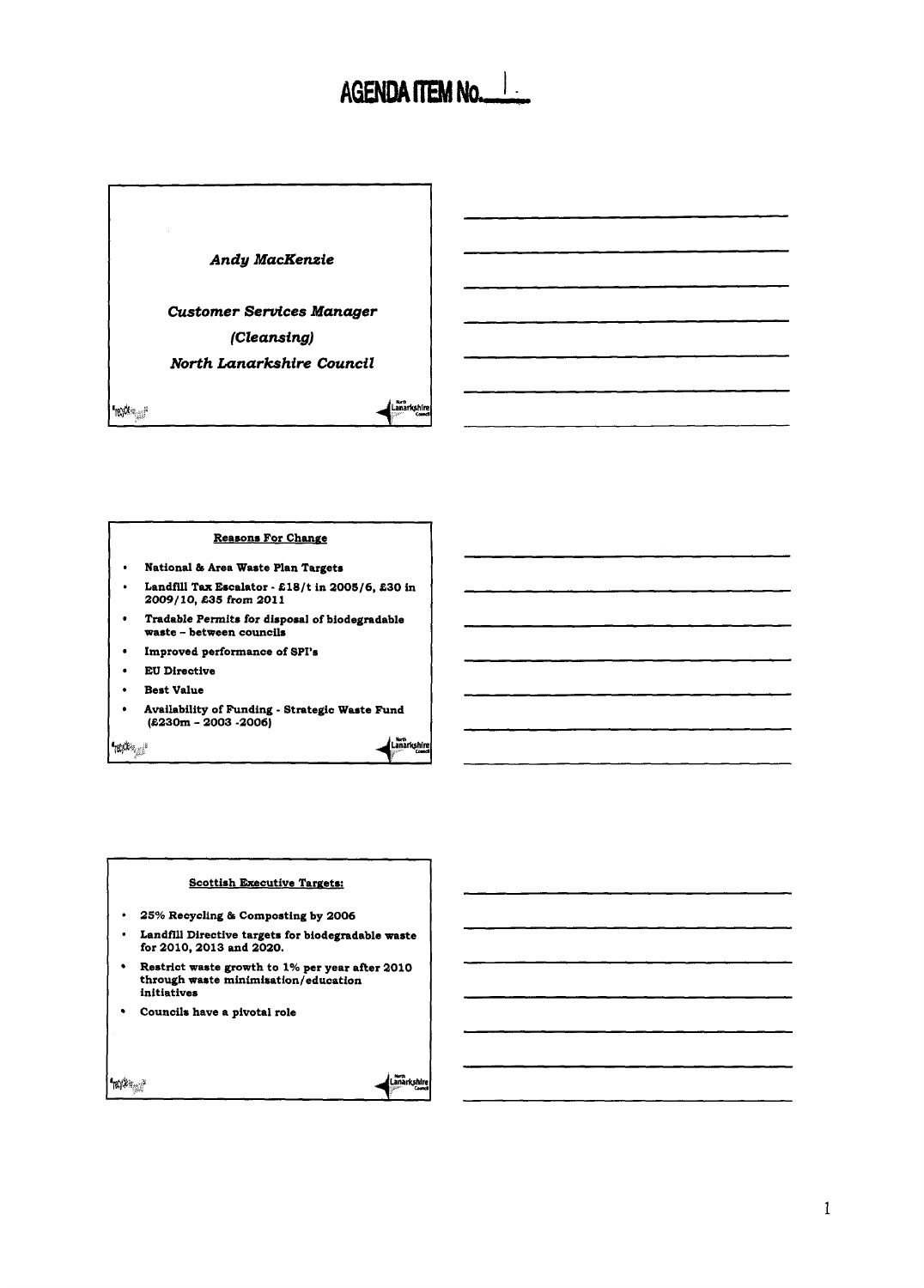# AGENDA ITEM No. 1

*Andy MacKenzie*

*Customer Services Manager*

*(Cleansing)*

*North Lanarkshire Council*

**Reasons For Change**

- **National & Area Waste Plan Targets**
- **Landfill Tax Escalator - £18/t in 2005/6, £30 in 2009/10, £35 from 2011**
- **Tradable Permits for disposal of biodegradable waste – between councils**
- **Improved performance of SPI's**
- **EU Directive**
- **Best Value**
- **Availability of Funding - Strategic Waste Fund (£230m – 2003 -2006)**

**Scottish Executive Targets:**

- **25% Recycling & Composting by 2006**
- **Landfill Directive targets for biodegradable waste for 2010, 2013 and 2020.**
- **Restrict waste growth to 1% per year after 2010 through waste minimisation/education initiatives**
- **Councils have a pivotal role**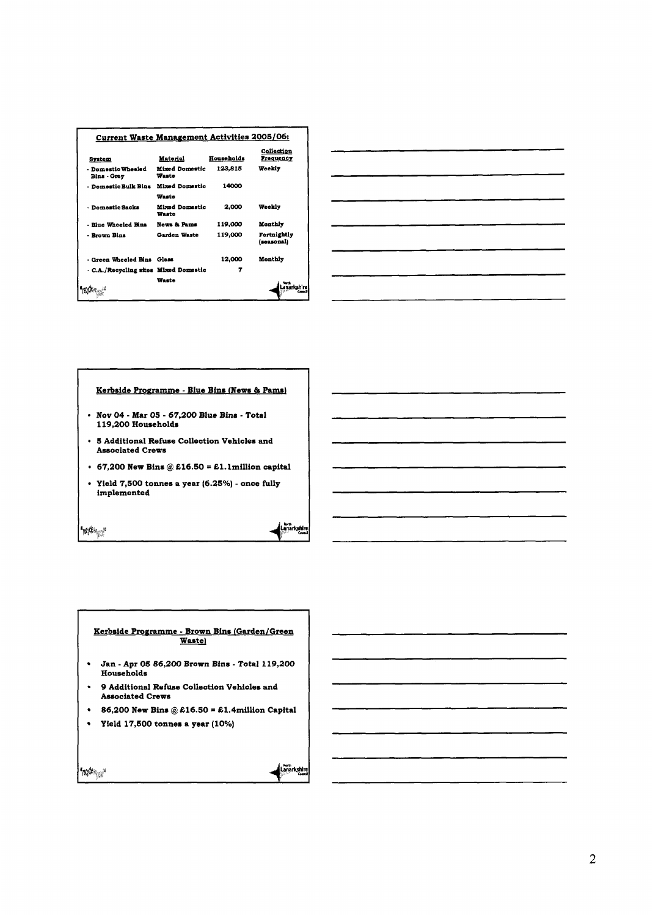## Current Waste Management Activities 2005/06:

| System | Material | Households | Collection Frequency |
|---|---|---|---|
| - Domestic Wheeled Bins - Grey | Mixed Domestic Waste | 123,815 | Weekly |
| - Domestic Bulk Bins | Mixed Domestic Waste | 14000 | |
| - Domestic Sacks | Mixed Domestic Waste | 2,000 | Weekly |
| - Blue Wheeled Bins | News & Pams | 119,000 | Monthly |
| - Brown Bins | Garden Waste | 119,000 | Fortnightly (seasonal) |
| - Green Wheeled Bins | Glass | 12,000 | Monthly |
| - C.A./Recycling sites | Mixed Domestic Waste | 7 | |

## Kerbside Programme - Blue Bins (News & Pams)

- Nov 04 - Mar 05 - 67,200 Blue Bins - Total 119,200 Households
- 5 Additional Refuse Collection Vehicles and Associated Crews
- 67,200 New Bins @ £16.50 = £1.1million capital
- Yield 7,500 tonnes a year (6.25%) - once fully implemented

## Kerbside Programme - Brown Bins (Garden/Green Waste)

- Jan - Apr 05 86,200 Brown Bins - Total 119,200 Households
- 9 Additional Refuse Collection Vehicles and Associated Crews
- 86,200 New Bins @ £16.50 = £1.4million Capital
- Yield 17,500 tonnes a year (10%)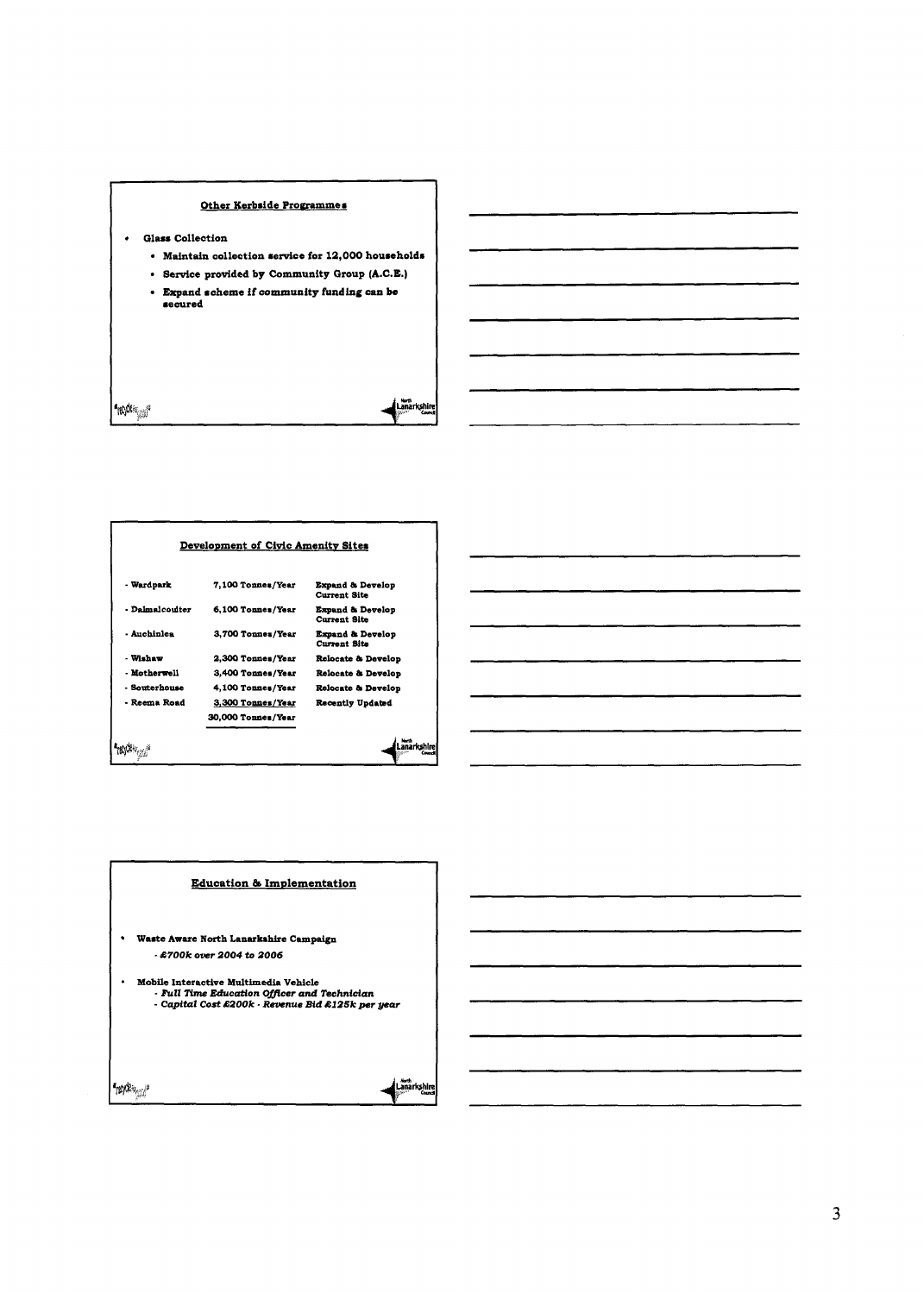## Other Kerbside Programmes

- **Glass Collection**
  - **Maintain collection service for 12,000 households**
  - **Service provided by Community Group (A.C.E.)**
  - **Expand scheme if community funding can be secured**

## Development of Civic Amenity Sites

| | | |
|---|---|---|
| - Wardpark | 7,100 Tonnes/Year | Expand & Develop Current Site |
| - Dalmalcoulter | 6,100 Tonnes/Year | Expand & Develop Current Site |
| - Auchinlea | 3,700 Tonnes/Year | Expand & Develop Current Site |
| - Wishaw | 2,300 Tonnes/Year | Relocate & Develop |
| - Motherwell | 3,400 Tonnes/Year | Relocate & Develop |
| - Souterhouse | 4,100 Tonnes/Year | Relocate & Develop |
| - Reema Road | 3,300 Tonnes/Year | Recently Updated |
| | 30,000 Tonnes/Year | |

## Education & Implementation

- **Waste Aware North Lanarkshire Campaign**
  - *£700k over 2004 to 2006*
- **Mobile Interactive Multimedia Vehicle**
  - *Full Time Education Officer and Technician*
  - *Capital Cost £200k - Revenue Bid £125k per year*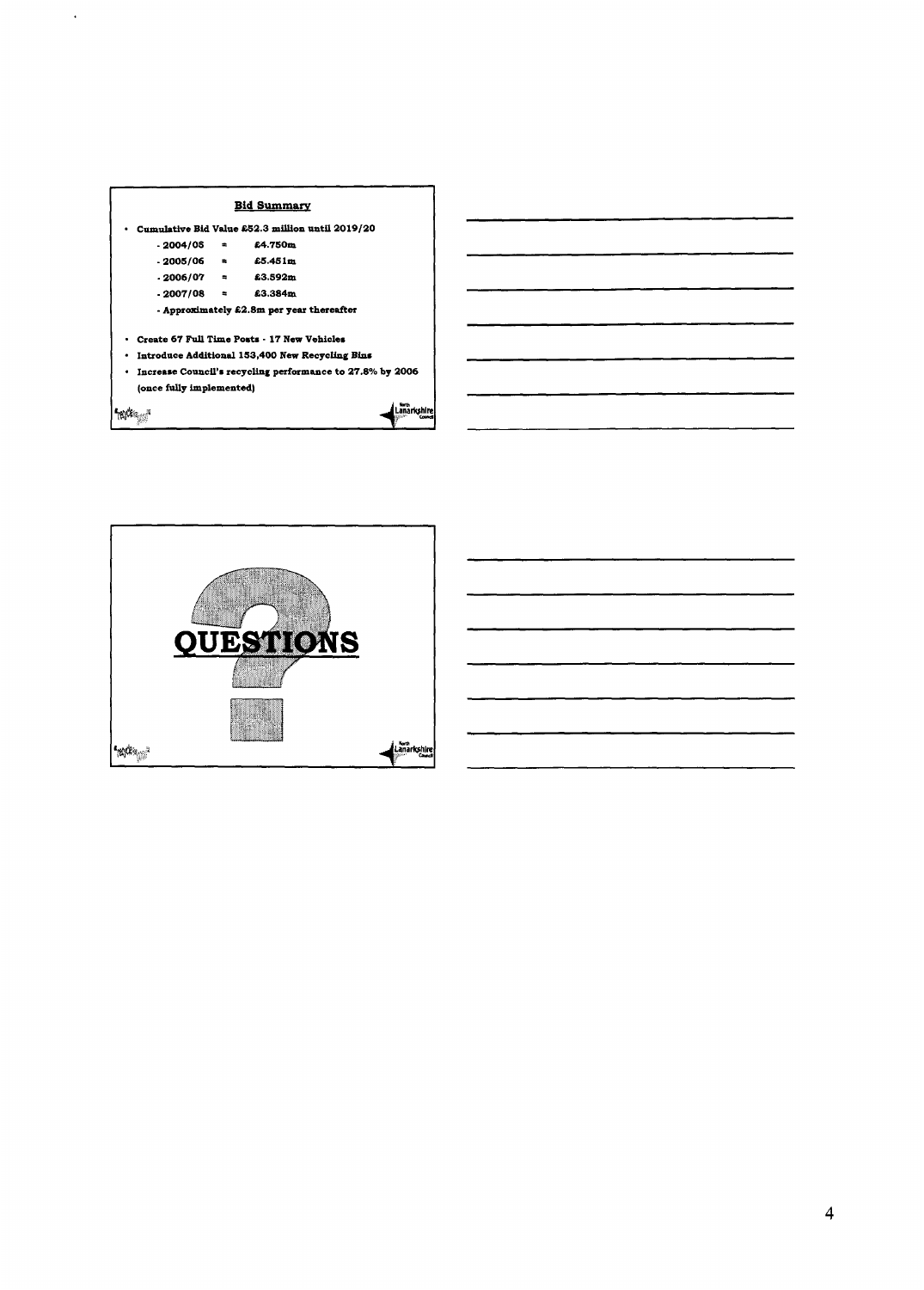## Bid Summary

- Cumulative Bid Value £52.3 million until 2019/20
  - 2004/05 = £4.750m
  - 2005/06 = £5.451m
  - 2006/07 = £3.592m
  - 2007/08 = £3.384m
  - Approximately £2.8m per year thereafter
- Create 67 Full Time Posts - 17 New Vehicles
- Introduce Additional 153,400 New Recycling Bins
- Increase Council's recycling performance to 27.8% by 2006 (once fully implemented)

North Lanarkshire Council

## QUESTIONS

North Lanarkshire Council